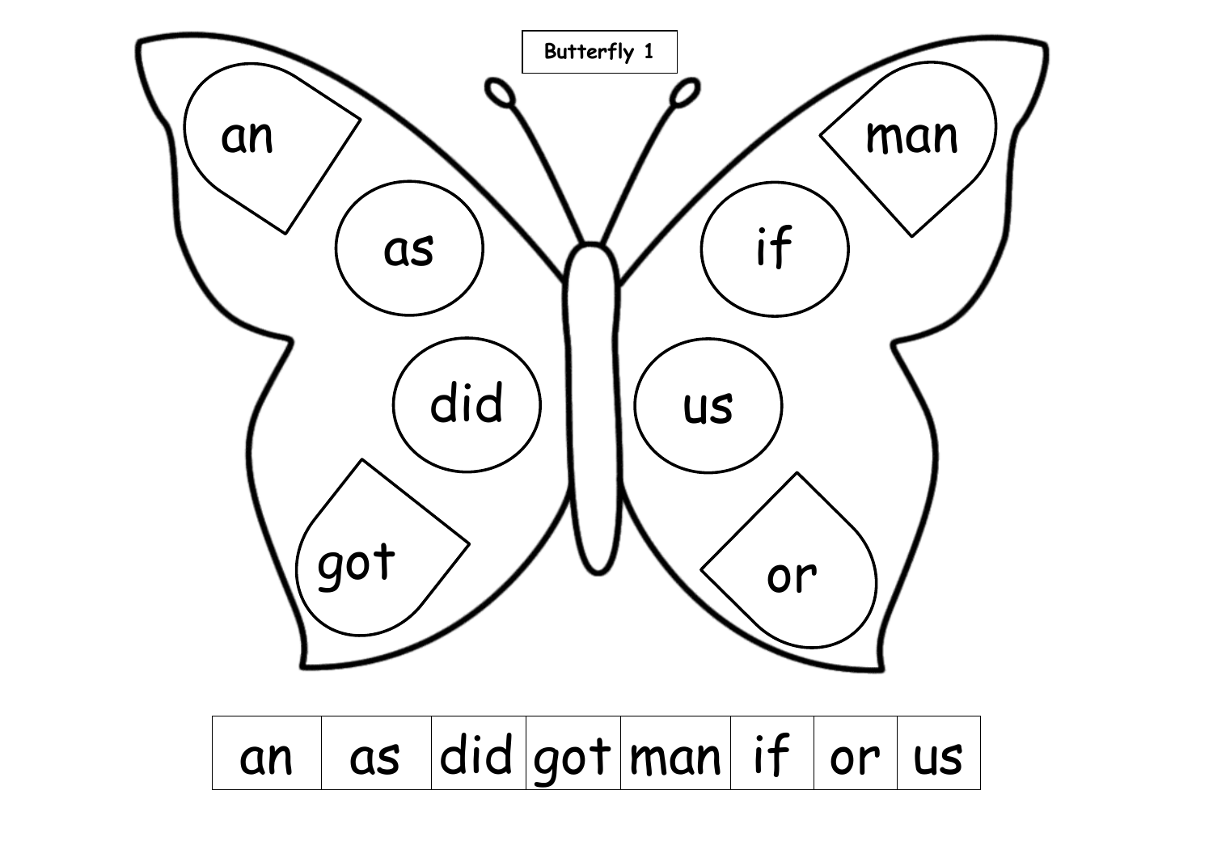**Butterfly 1**

an

as

did

got

man

if

us

or

| an | as | did | got | man | if | or | us |
|---|---|---|---|---|---|---|---|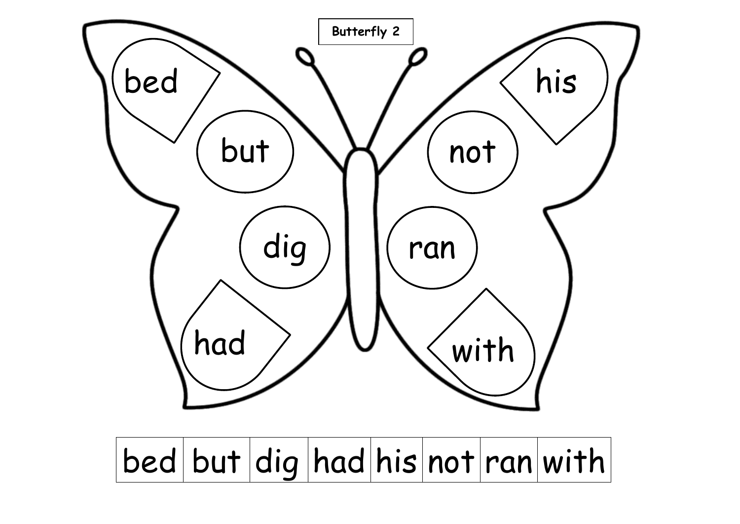**Butterfly 2**

bed

but

dig

had

his

not

ran

with

| bed | but | dig | had | his | not | ran | with |
| --- | --- | --- | --- | --- | --- | --- | --- |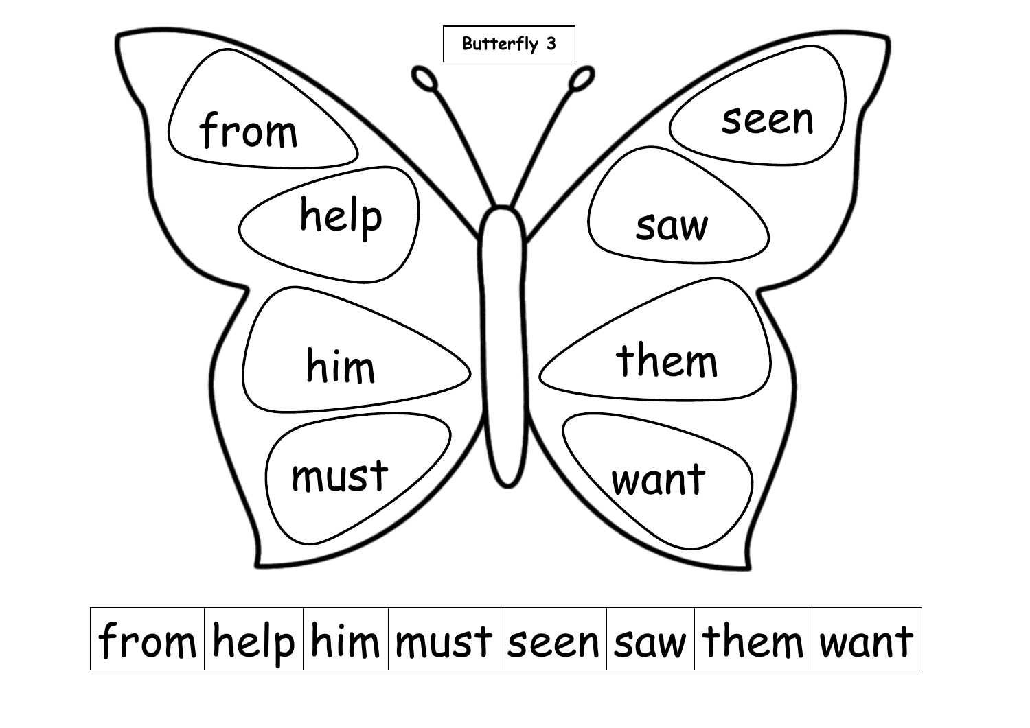Butterfly 3

from

help

him

must

seen

saw

them

want

| from | help | him | must | seen | saw | them | want |
|---|---|---|---|---|---|---|---|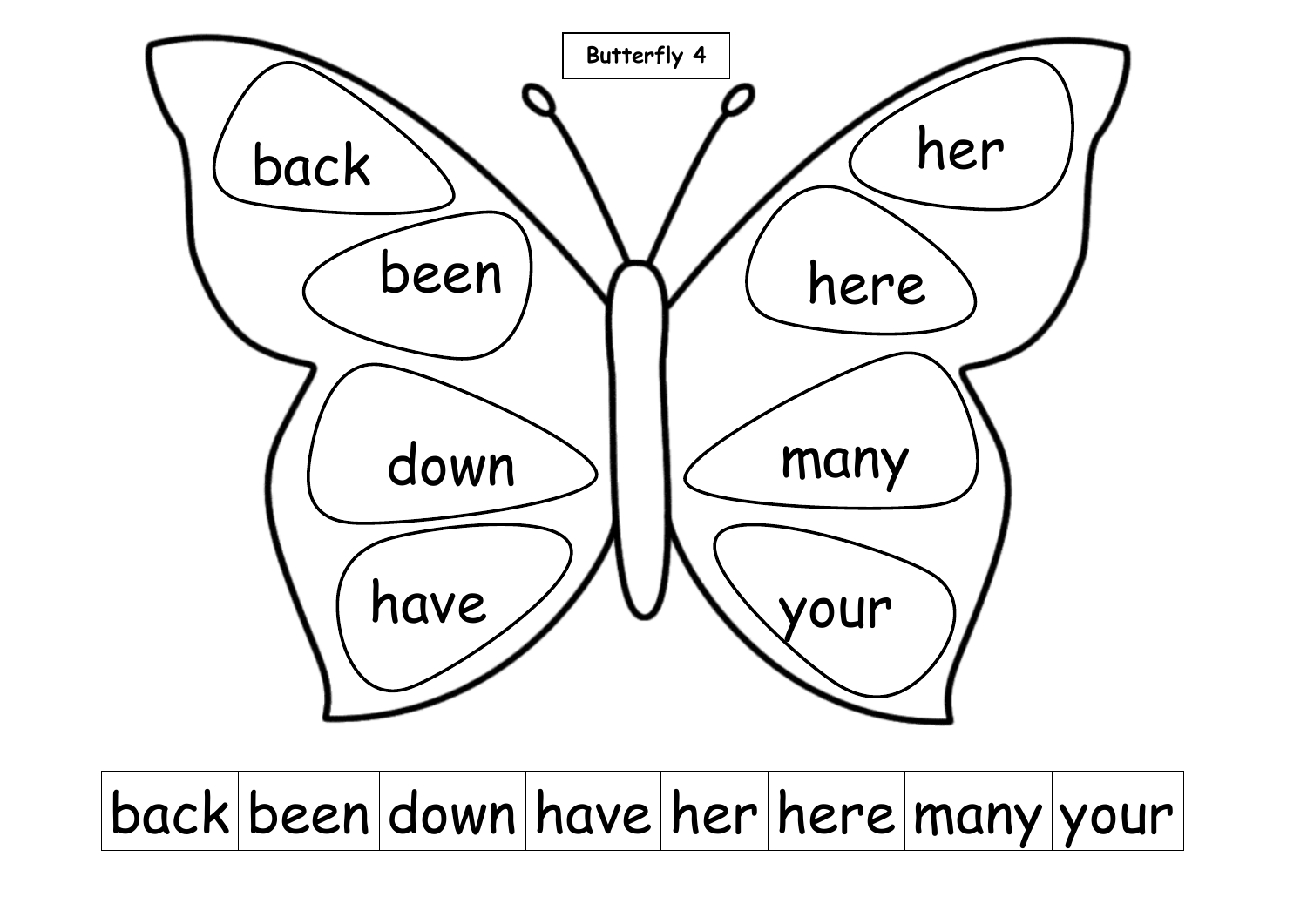**Butterfly 4**

back

been

down

have

her

here

many

your

| back | been | down | have | her | here | many | your |
|---|---|---|---|---|---|---|---|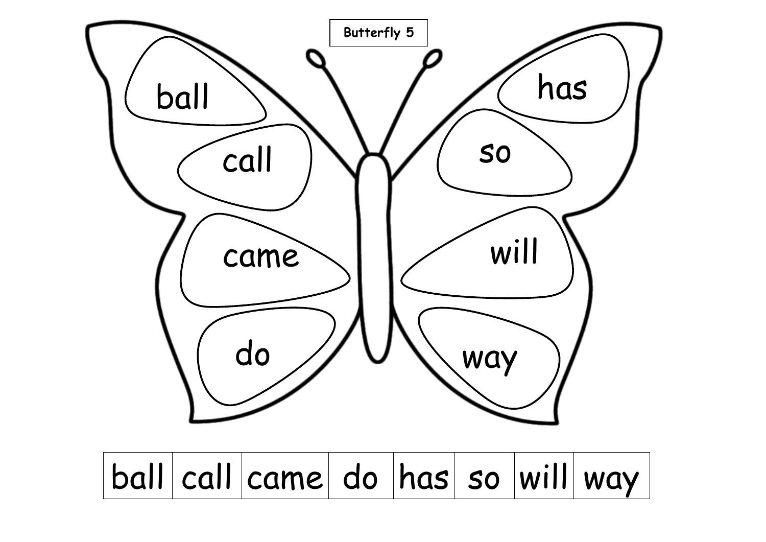**Butterfly 5**

ball

call

came

do

has

so

will

way

| ball | call | came | do | has | so | will | way |
|---|---|---|---|---|---|---|---|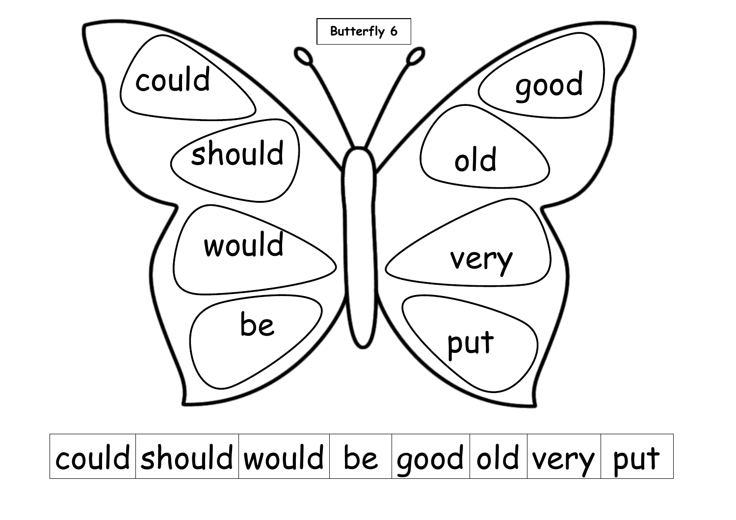Butterfly 6

could

should

would

be

good

old

very

put

| could | should | would | be | good | old | very | put |
| --- | --- | --- | --- | --- | --- | --- | --- |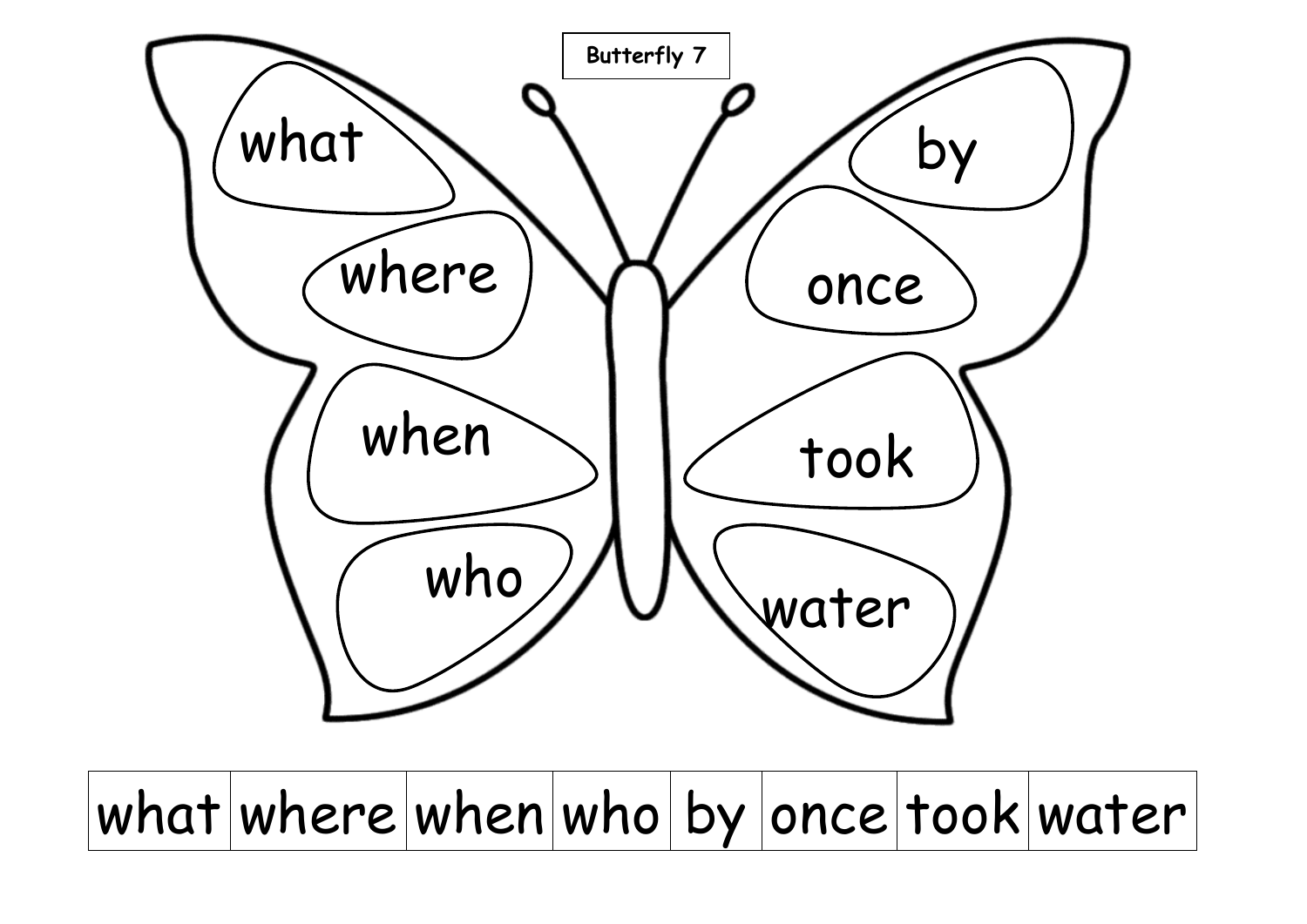Butterfly 7

what

where

when

who

by

once

took

water

| what | where | when | who | by | once | took | water |
|---|---|---|---|---|---|---|---|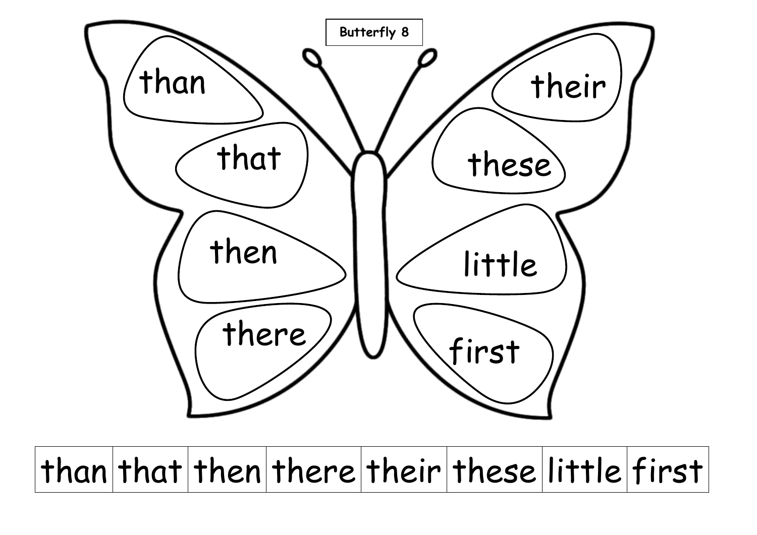**Butterfly 8**

than

that

then

there

their

these

little

first

| than | that | then | there | their | these | little | first |
|---|---|---|---|---|---|---|---|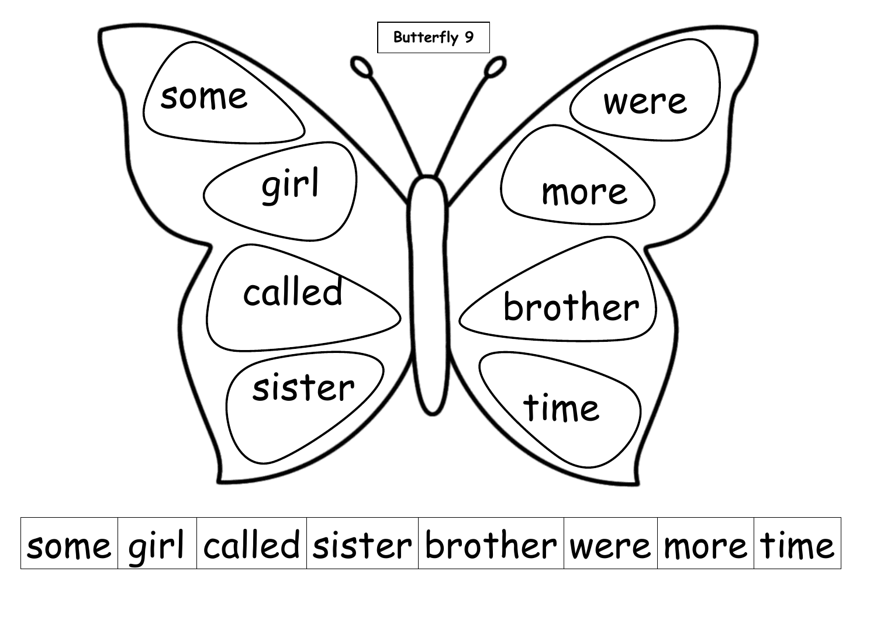Butterfly 9

some

girl

called

sister

were

more

brother

time

| some | girl | called | sister | brother | were | more | time |
|---|---|---|---|---|---|---|---|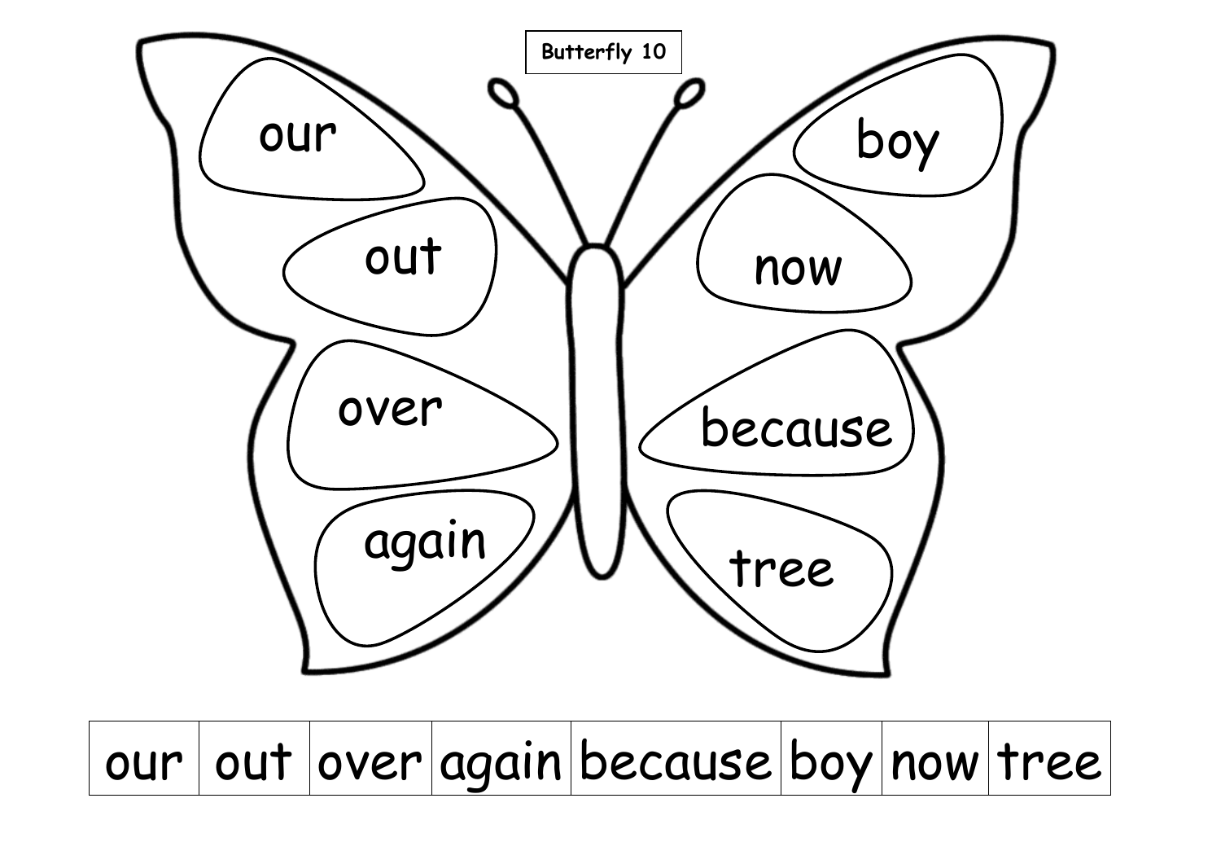**Butterfly 10**

our

out

over

again

boy

now

because

tree

| our | out | over | again | because | boy | now | tree |
| --- | --- | --- | --- | --- | --- | --- | --- |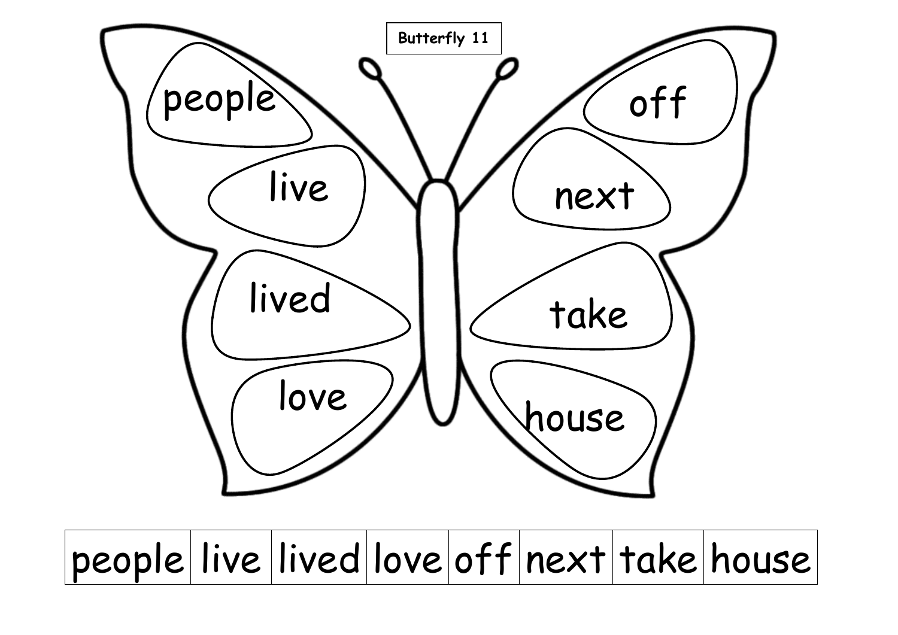**Butterfly 11**

people

live

lived

love

off

next

take

house

| people | live | lived | love | off | next | take | house |
|---|---|---|---|---|---|---|---|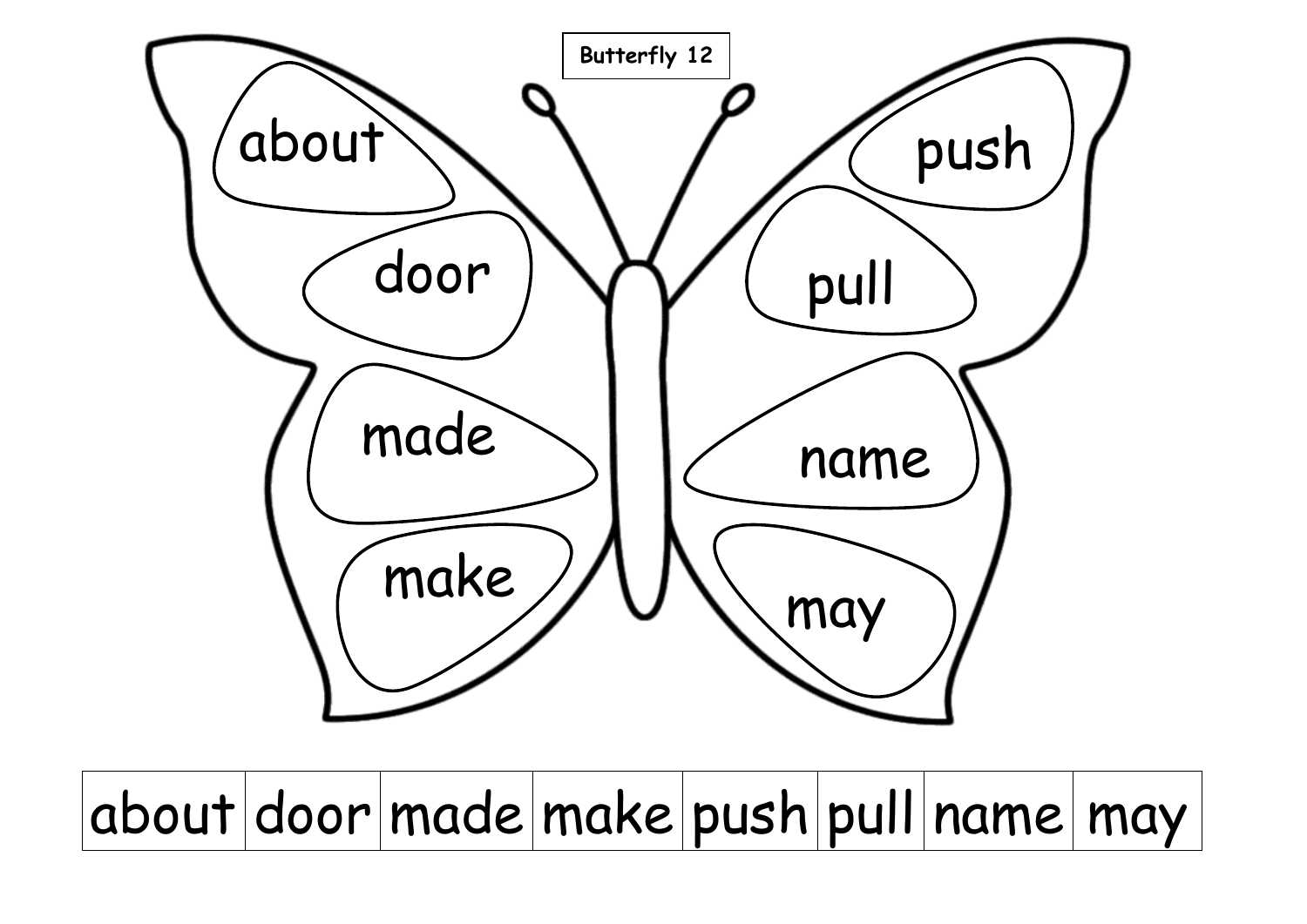**Butterfly 12**

about

door

made

make

push

pull

name

may

| about | door | made | make | push | pull | name | may |
| --- | --- | --- | --- | --- | --- | --- | --- |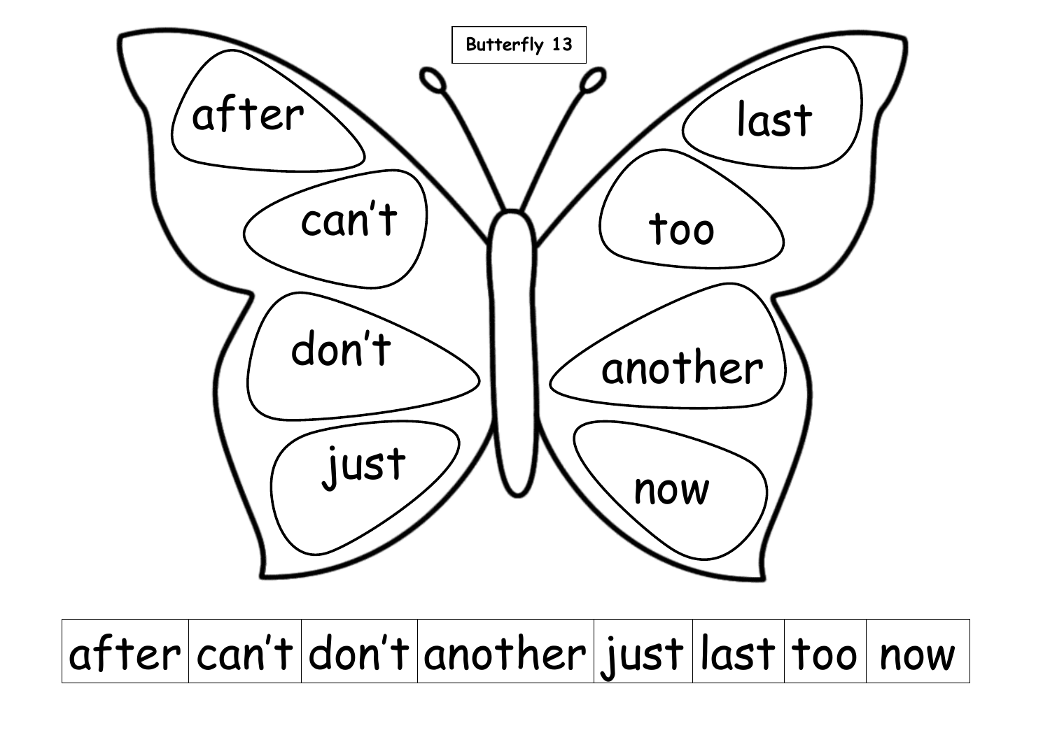**Butterfly 13**

after

can't

don't

just

last

too

another

now

| after | can't | don't | another | just | last | too | now |
|---|---|---|---|---|---|---|---|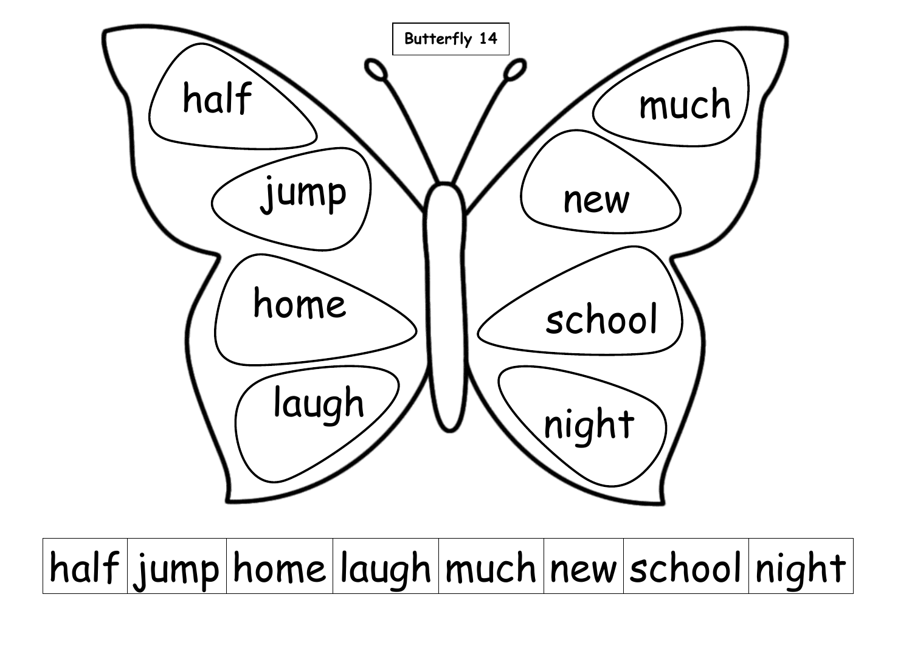**Butterfly 14**

half

jump

home

laugh

much

new

school

night

| half | jump | home | laugh | much | new | school | night |
|---|---|---|---|---|---|---|---|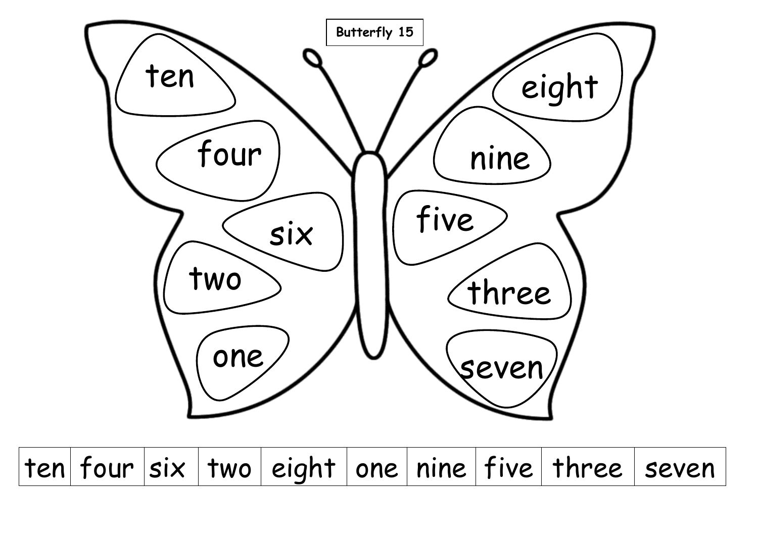Butterfly 15

ten

four

six

two

one

eight

nine

five

three

seven

| ten | four | six | two | eight | one | nine | five | three | seven |
|---|---|---|---|---|---|---|---|---|---|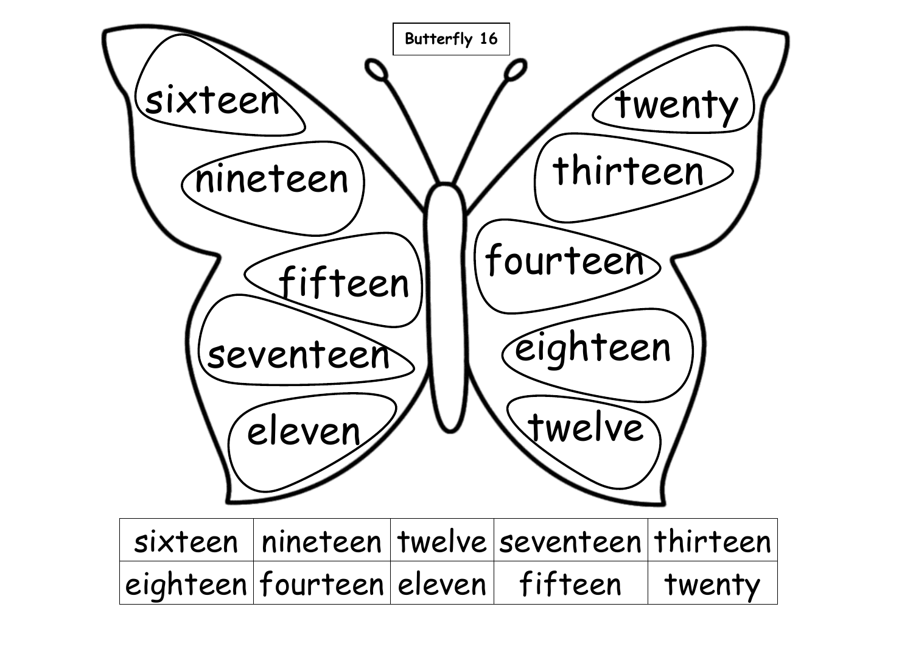**Butterfly 16**

sixteen

nineteen

fifteen

seventeen

eleven

twenty

thirteen

fourteen

eighteen

twelve

| sixteen | nineteen | twelve | seventeen | thirteen |
|---|---|---|---|---|
| eighteen | fourteen | eleven | fifteen | twenty |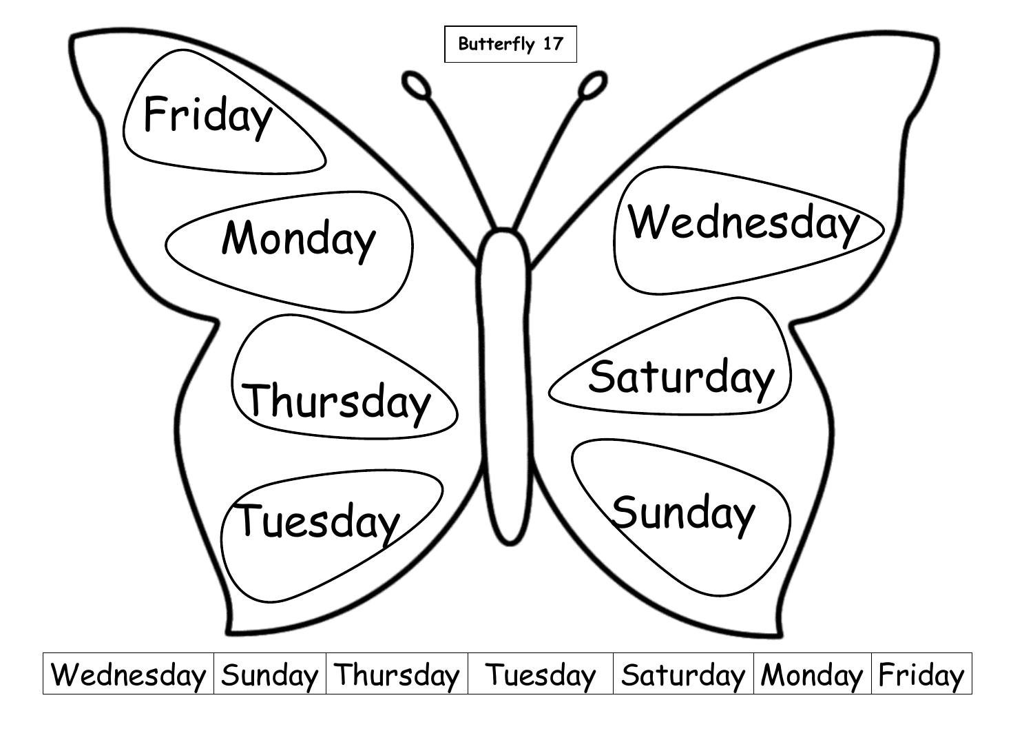Butterfly 17

Friday

Monday

Thursday

Tuesday

Wednesday

Saturday

Sunday

| Wednesday | Sunday | Thursday | Tuesday | Saturday | Monday | Friday |
|---|---|---|---|---|---|---|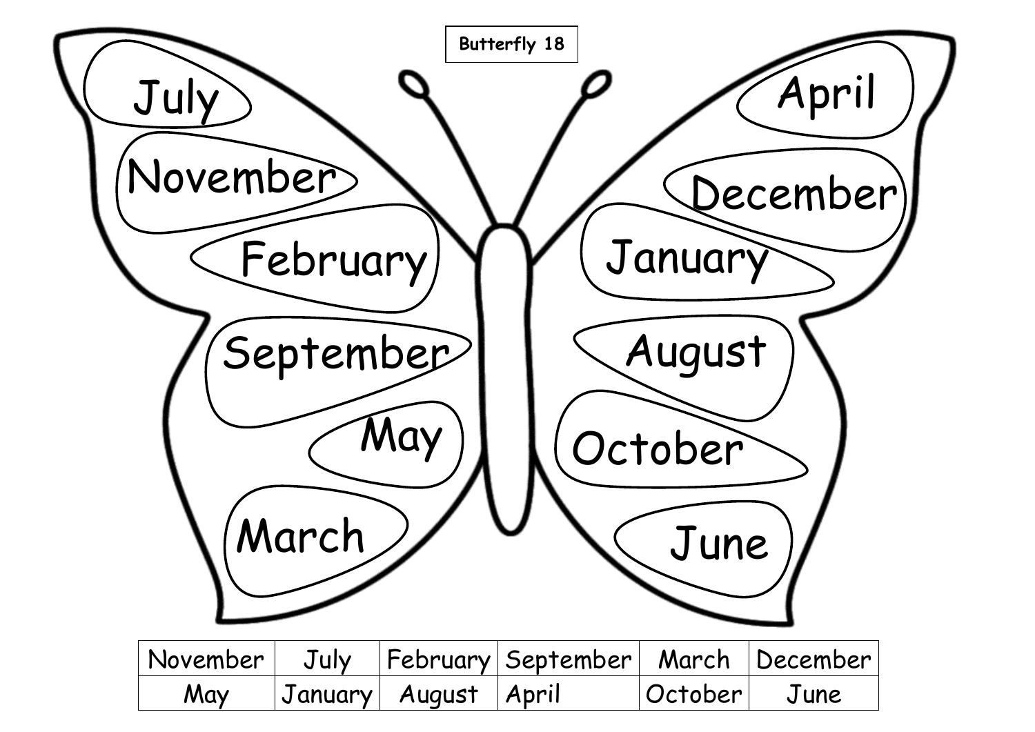Butterfly 18

July

November

February

September

May

March

April

December

January

August

October

June

| November | July | February | September | March | December |
|---|---|---|---|---|---|
| May | January | August | April | October | June |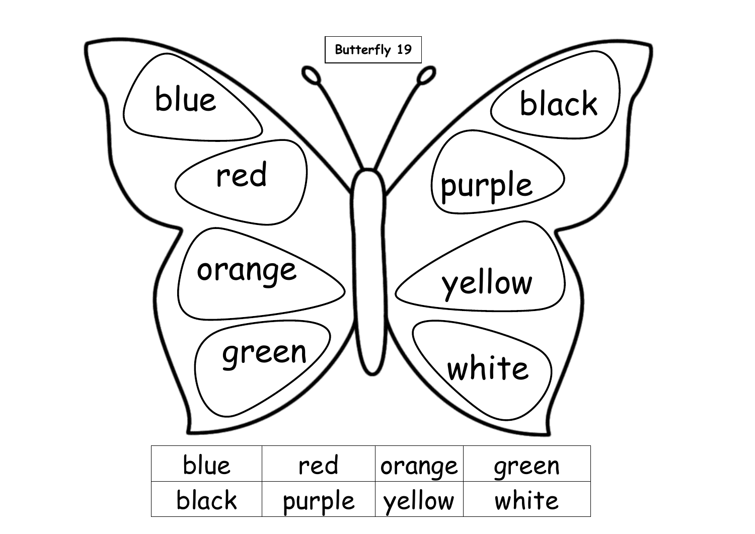Butterfly 19

blue

red

orange

green

black

purple

yellow

white

| | | | |
|---|---|---|---|
| blue | red | orange | green |
| black | purple | yellow | white |